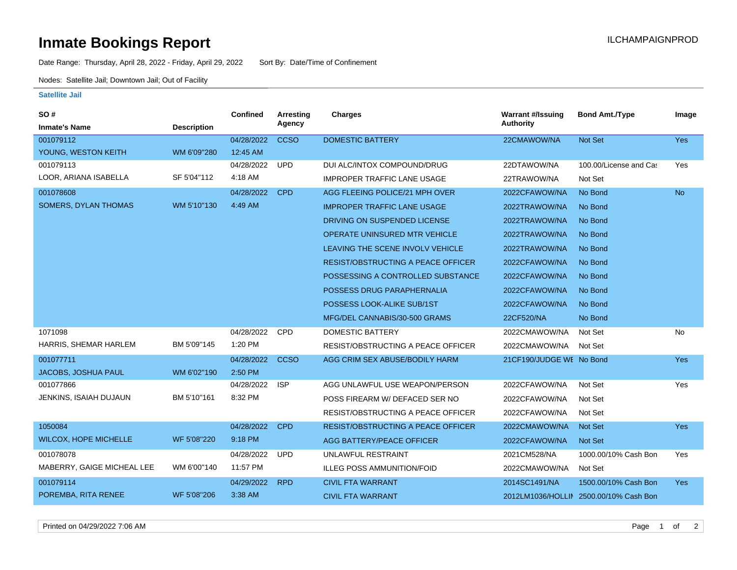# Inmate Bookings Report

ILCHAMPAIGNPROD

Date Range: Thursday, April 28, 2022 - Friday, April 29, 2022 Sort By: Date/Time of Confinement

Nodes: Satellite Jail; Downtown Jail; Out of Facility

### Satellite Jail

| SO # / Inmate's Name | Description | Confined | Arresting Agency | Charges | Warrant #/Issuing Authority | Bond Amt./Type | Image |
|---|---|---|---|---|---|---|---|
| 001079112 | | 04/28/2022 | CCSO | DOMESTIC BATTERY | 22CMAWOW/NA | Not Set | Yes |
| YOUNG, WESTON KEITH | WM 6'09"280 | 12:45 AM | | | | | |
| 001079113 | | 04/28/2022 | UPD | DUI ALC/INTOX COMPOUND/DRUG | 22DTAWOW/NA | 100.00/License and Cas | Yes |
| LOOR, ARIANA ISABELLA | SF 5'04"112 | 4:18 AM | | IMPROPER TRAFFIC LANE USAGE | 22TRAWOW/NA | Not Set | |
| 001078608 | | 04/28/2022 | CPD | AGG FLEEING POLICE/21 MPH OVER | 2022CFAWOW/NA | No Bond | No |
| SOMERS, DYLAN THOMAS | WM 5'10"130 | 4:49 AM | | IMPROPER TRAFFIC LANE USAGE | 2022TRAWOW/NA | No Bond | |
| | | | | DRIVING ON SUSPENDED LICENSE | 2022TRAWOW/NA | No Bond | |
| | | | | OPERATE UNINSURED MTR VEHICLE | 2022TRAWOW/NA | No Bond | |
| | | | | LEAVING THE SCENE INVOLV VEHICLE | 2022TRAWOW/NA | No Bond | |
| | | | | RESIST/OBSTRUCTING A PEACE OFFICER | 2022CFAWOW/NA | No Bond | |
| | | | | POSSESSING A CONTROLLED SUBSTANCE | 2022CFAWOW/NA | No Bond | |
| | | | | POSSESS DRUG PARAPHERNALIA | 2022CFAWOW/NA | No Bond | |
| | | | | POSSESS LOOK-ALIKE SUB/1ST | 2022CFAWOW/NA | No Bond | |
| | | | | MFG/DEL CANNABIS/30-500 GRAMS | 22CF520/NA | No Bond | |
| 1071098 | | 04/28/2022 | CPD | DOMESTIC BATTERY | 2022CMAWOW/NA | Not Set | No |
| HARRIS, SHEMAR HARLEM | BM 5'09"145 | 1:20 PM | | RESIST/OBSTRUCTING A PEACE OFFICER | 2022CMAWOW/NA | Not Set | |
| 001077711 | | 04/28/2022 | CCSO | AGG CRIM SEX ABUSE/BODILY HARM | 21CF190/JUDGE WE | No Bond | Yes |
| JACOBS, JOSHUA PAUL | WM 6'02"190 | 2:50 PM | | | | | |
| 001077866 | | 04/28/2022 | ISP | AGG UNLAWFUL USE WEAPON/PERSON | 2022CFAWOW/NA | Not Set | Yes |
| JENKINS, ISAIAH DUJAUN | BM 5'10"161 | 8:32 PM | | POSS FIREARM W/ DEFACED SER NO | 2022CFAWOW/NA | Not Set | |
| | | | | RESIST/OBSTRUCTING A PEACE OFFICER | 2022CFAWOW/NA | Not Set | |
| 1050084 | | 04/28/2022 | CPD | RESIST/OBSTRUCTING A PEACE OFFICER | 2022CMAWOW/NA | Not Set | Yes |
| WILCOX, HOPE MICHELLE | WF 5'08"220 | 9:18 PM | | AGG BATTERY/PEACE OFFICER | 2022CFAWOW/NA | Not Set | |
| 001078078 | | 04/28/2022 | UPD | UNLAWFUL RESTRAINT | 2021CM528/NA | 1000.00/10% Cash Bon | Yes |
| MABERRY, GAIGE MICHEAL LEE | WM 6'00"140 | 11:57 PM | | ILLEG POSS AMMUNITION/FOID | 2022CMAWOW/NA | Not Set | |
| 001079114 | | 04/29/2022 | RPD | CIVIL FTA WARRANT | 2014SC1491/NA | 1500.00/10% Cash Bon | Yes |
| POREMBA, RITA RENEE | WF 5'08"206 | 3:38 AM | | CIVIL FTA WARRANT | 2012LM1036/HOLLIN | 2500.00/10% Cash Bon | |

Printed on 04/29/2022 7:06 AM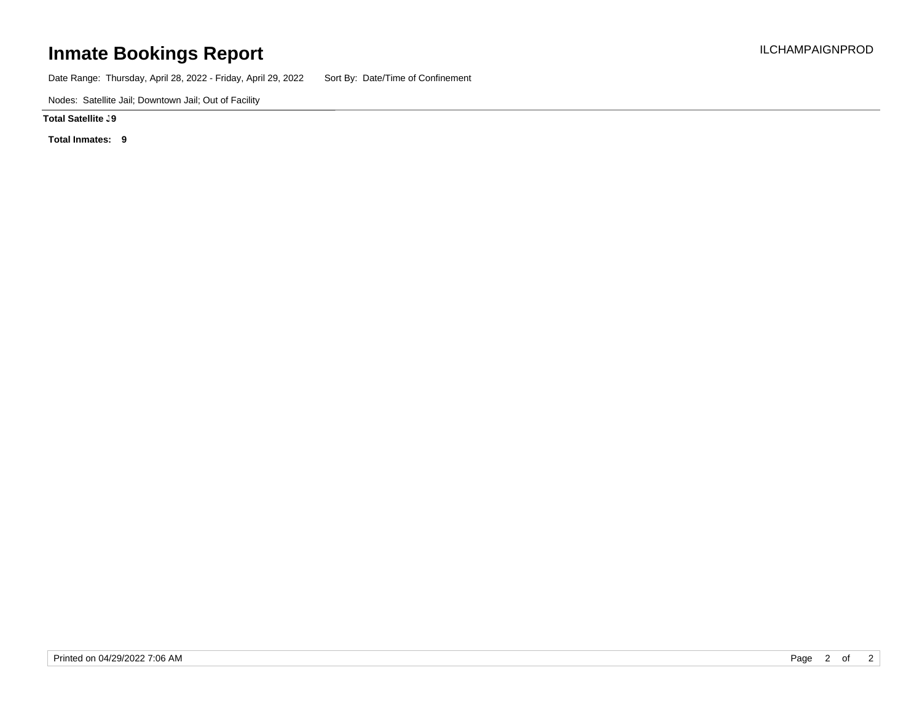**Total Satellite J9**

**Total Inmates: 9**